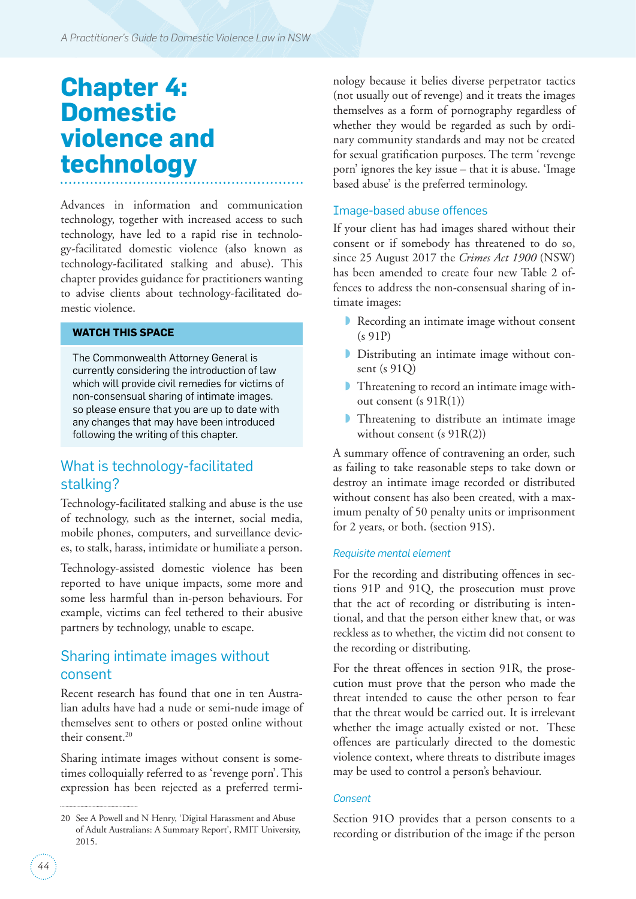# Chapter 4: Domestic violence and technology

Advances in information and communication technology, together with increased access to such technology, have led to a rapid rise in technology-facilitated domestic violence (also known as technology-facilitated stalking and abuse). This chapter provides guidance for practitioners wanting to advise clients about technology-facilitated domestic violence.

> **WATCH THIS SPACE**
>
> The Commonwealth Attorney General is currently considering the introduction of law which will provide civil remedies for victims of non-consensual sharing of intimate images. so please ensure that you are up to date with any changes that may have been introduced following the writing of this chapter.

## What is technology-facilitated stalking?

Technology-facilitated stalking and abuse is the use of technology, such as the internet, social media, mobile phones, computers, and surveillance devices, to stalk, harass, intimidate or humiliate a person.

Technology-assisted domestic violence has been reported to have unique impacts, some more and some less harmful than in-person behaviours. For example, victims can feel tethered to their abusive partners by technology, unable to escape.

## Sharing intimate images without consent

Recent research has found that one in ten Australian adults have had a nude or semi-nude image of themselves sent to others or posted online without their consent.[20]

Sharing intimate images without consent is sometimes colloquially referred to as 'revenge porn'. This expression has been rejected as a preferred terminology because it belies diverse perpetrator tactics (not usually out of revenge) and it treats the images themselves as a form of pornography regardless of whether they would be regarded as such by ordinary community standards and may not be created for sexual gratification purposes. The term 'revenge porn' ignores the key issue – that it is abuse. 'Image based abuse' is the preferred terminology.

## Image-based abuse offences

If your client has had images shared without their consent or if somebody has threatened to do so, since 25 August 2017 the *Crimes Act 1900* (NSW) has been amended to create four new Table 2 offences to address the non-consensual sharing of intimate images:

- Recording an intimate image without consent (s 91P)
- Distributing an intimate image without consent (s 91Q)
- Threatening to record an intimate image without consent (s 91R(1))
- Threatening to distribute an intimate image without consent (s 91R(2))

A summary offence of contravening an order, such as failing to take reasonable steps to take down or destroy an intimate image recorded or distributed without consent has also been created, with a maximum penalty of 50 penalty units or imprisonment for 2 years, or both. (section 91S).

### *Requisite mental element*

For the recording and distributing offences in sections 91P and 91Q, the prosecution must prove that the act of recording or distributing is intentional, and that the person either knew that, or was reckless as to whether, the victim did not consent to the recording or distributing.

For the threat offences in section 91R, the prosecution must prove that the person who made the threat intended to cause the other person to fear that the threat would be carried out. It is irrelevant whether the image actually existed or not. These offences are particularly directed to the domestic violence context, where threats to distribute images may be used to control a person's behaviour.

### *Consent*

Section 91O provides that a person consents to a recording or distribution of the image if the person

---

20 See A Powell and N Henry, 'Digital Harassment and Abuse of Adult Australians: A Summary Report', RMIT University, 2015.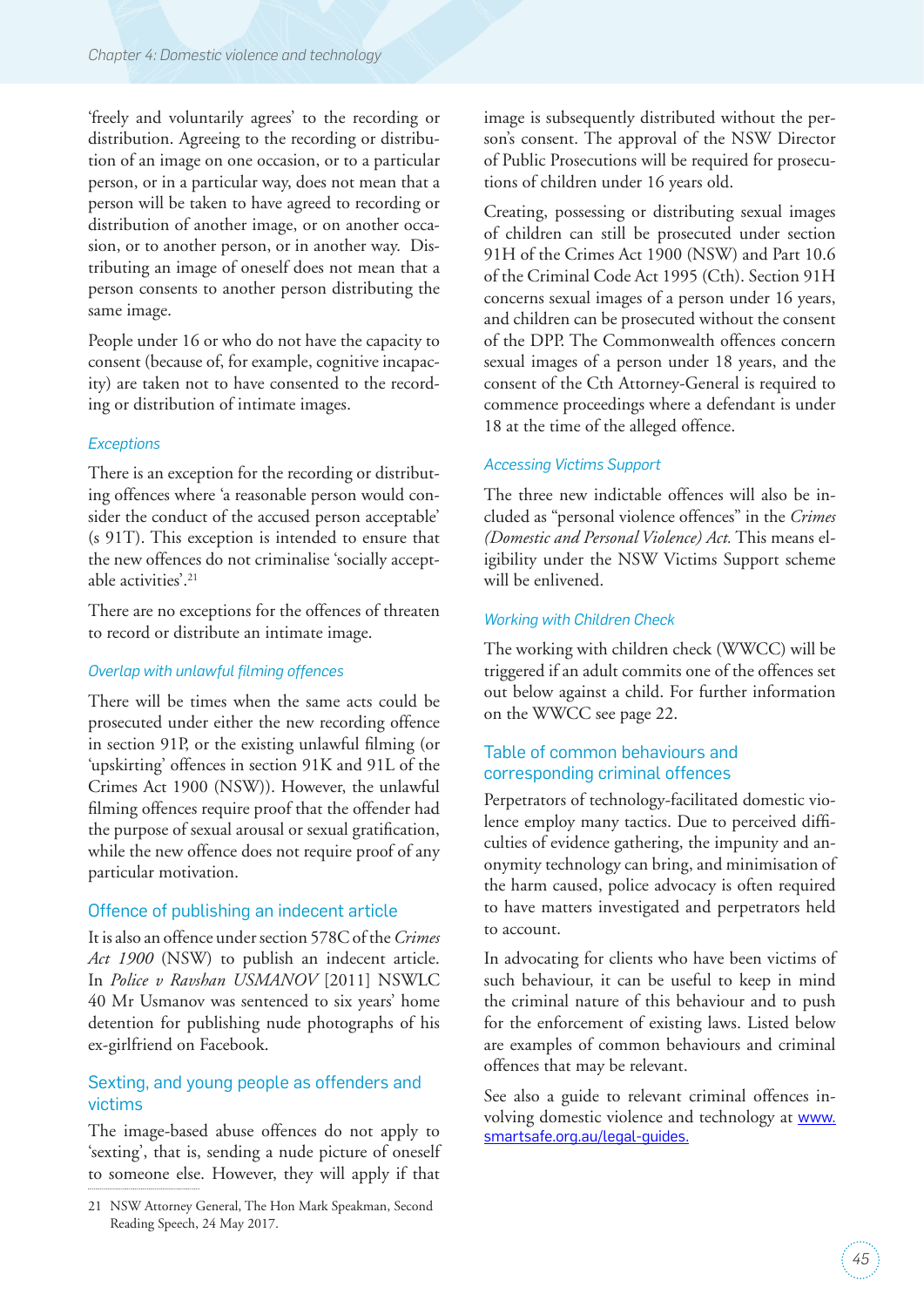'freely and voluntarily agrees' to the recording or distribution. Agreeing to the recording or distribution of an image on one occasion, or to a particular person, or in a particular way, does not mean that a person will be taken to have agreed to recording or distribution of another image, or on another occasion, or to another person, or in another way. Distributing an image of oneself does not mean that a person consents to another person distributing the same image.

People under 16 or who do not have the capacity to consent (because of, for example, cognitive incapacity) are taken not to have consented to the recording or distribution of intimate images.

### *Exceptions*

There is an exception for the recording or distributing offences where 'a reasonable person would consider the conduct of the accused person acceptable' (s 91T). This exception is intended to ensure that the new offences do not criminalise 'socially acceptable activities'.[21]

There are no exceptions for the offences of threaten to record or distribute an intimate image.

### *Overlap with unlawful filming offences*

There will be times when the same acts could be prosecuted under either the new recording offence in section 91P, or the existing unlawful filming (or 'upskirting' offences in section 91K and 91L of the Crimes Act 1900 (NSW)). However, the unlawful filming offences require proof that the offender had the purpose of sexual arousal or sexual gratification, while the new offence does not require proof of any particular motivation.

## Offence of publishing an indecent article

It is also an offence under section 578C of the *Crimes Act 1900* (NSW) to publish an indecent article. In *Police v Ravshan USMANOV* [2011] NSWLC 40 Mr Usmanov was sentenced to six years' home detention for publishing nude photographs of his ex-girlfriend on Facebook.

## Sexting, and young people as offenders and victims

The image-based abuse offences do not apply to 'sexting', that is, sending a nude picture of oneself to someone else. However, they will apply if that image is subsequently distributed without the person's consent. The approval of the NSW Director of Public Prosecutions will be required for prosecutions of children under 16 years old.

Creating, possessing or distributing sexual images of children can still be prosecuted under section 91H of the Crimes Act 1900 (NSW) and Part 10.6 of the Criminal Code Act 1995 (Cth). Section 91H concerns sexual images of a person under 16 years, and children can be prosecuted without the consent of the DPP. The Commonwealth offences concern sexual images of a person under 18 years, and the consent of the Cth Attorney-General is required to commence proceedings where a defendant is under 18 at the time of the alleged offence.

### *Accessing Victims Support*

The three new indictable offences will also be included as "personal violence offences" in the *Crimes (Domestic and Personal Violence) Act*. This means eligibility under the NSW Victims Support scheme will be enlivened.

### *Working with Children Check*

The working with children check (WWCC) will be triggered if an adult commits one of the offences set out below against a child. For further information on the WWCC see page 22.

## Table of common behaviours and corresponding criminal offences

Perpetrators of technology-facilitated domestic violence employ many tactics. Due to perceived difficulties of evidence gathering, the impunity and anonymity technology can bring, and minimisation of the harm caused, police advocacy is often required to have matters investigated and perpetrators held to account.

In advocating for clients who have been victims of such behaviour, it can be useful to keep in mind the criminal nature of this behaviour and to push for the enforcement of existing laws. Listed below are examples of common behaviours and criminal offences that may be relevant.

See also a guide to relevant criminal offences involving domestic violence and technology at [www.smartsafe.org.au/legal-guides.](www.smartsafe.org.au/legal-guides)

---

21 NSW Attorney General, The Hon Mark Speakman, Second Reading Speech, 24 May 2017.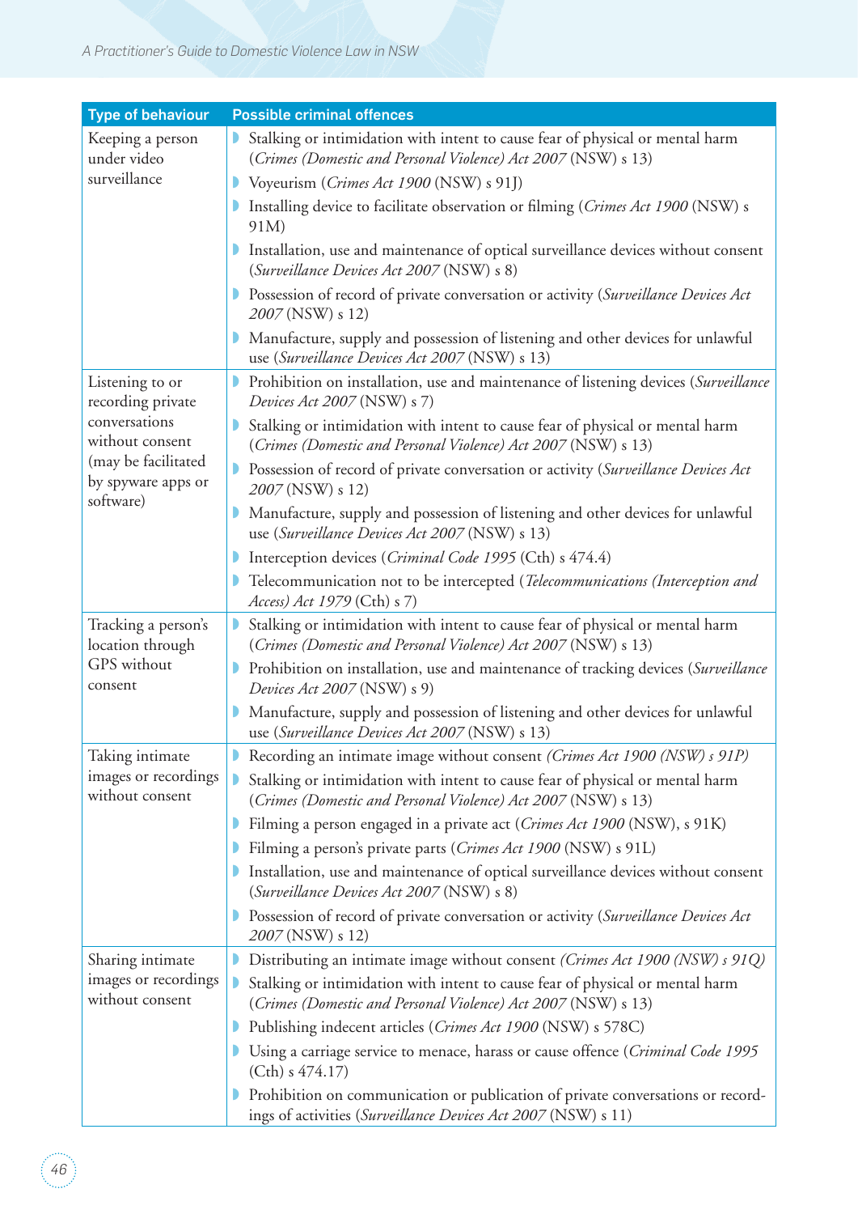| Type of behaviour | Possible criminal offences |
|---|---|
| Keeping a person under video surveillance | • Stalking or intimidation with intent to cause fear of physical or mental harm (*Crimes (Domestic and Personal Violence) Act 2007* (NSW) s 13)<br>• Voyeurism (*Crimes Act 1900* (NSW) s 91J)<br>• Installing device to facilitate observation or filming (*Crimes Act 1900* (NSW) s 91M)<br>• Installation, use and maintenance of optical surveillance devices without consent (*Surveillance Devices Act 2007* (NSW) s 8)<br>• Possession of record of private conversation or activity (*Surveillance Devices Act 2007* (NSW) s 12)<br>• Manufacture, supply and possession of listening and other devices for unlawful use (*Surveillance Devices Act 2007* (NSW) s 13) |
| Listening to or recording private conversations without consent (may be facilitated by spyware apps or software) | • Prohibition on installation, use and maintenance of listening devices (*Surveillance Devices Act 2007* (NSW) s 7)<br>• Stalking or intimidation with intent to cause fear of physical or mental harm (*Crimes (Domestic and Personal Violence) Act 2007* (NSW) s 13)<br>• Possession of record of private conversation or activity (*Surveillance Devices Act 2007* (NSW) s 12)<br>• Manufacture, supply and possession of listening and other devices for unlawful use (*Surveillance Devices Act 2007* (NSW) s 13)<br>• Interception devices (*Criminal Code 1995* (Cth) s 474.4)<br>• Telecommunication not to be intercepted (*Telecommunications (Interception and Access) Act 1979* (Cth) s 7) |
| Tracking a person's location through GPS without consent | • Stalking or intimidation with intent to cause fear of physical or mental harm (*Crimes (Domestic and Personal Violence) Act 2007* (NSW) s 13)<br>• Prohibition on installation, use and maintenance of tracking devices (*Surveillance Devices Act 2007* (NSW) s 9)<br>• Manufacture, supply and possession of listening and other devices for unlawful use (*Surveillance Devices Act 2007* (NSW) s 13) |
| Taking intimate images or recordings without consent | • Recording an intimate image without consent *(Crimes Act 1900 (NSW) s 91P)*<br>• Stalking or intimidation with intent to cause fear of physical or mental harm (*Crimes (Domestic and Personal Violence) Act 2007* (NSW) s 13)<br>• Filming a person engaged in a private act (*Crimes Act 1900* (NSW), s 91K)<br>• Filming a person's private parts (*Crimes Act 1900* (NSW) s 91L)<br>• Installation, use and maintenance of optical surveillance devices without consent (*Surveillance Devices Act 2007* (NSW) s 8)<br>• Possession of record of private conversation or activity (*Surveillance Devices Act 2007* (NSW) s 12) |
| Sharing intimate images or recordings without consent | • Distributing an intimate image without consent *(Crimes Act 1900 (NSW) s 91Q)*<br>• Stalking or intimidation with intent to cause fear of physical or mental harm (*Crimes (Domestic and Personal Violence) Act 2007* (NSW) s 13)<br>• Publishing indecent articles (*Crimes Act 1900* (NSW) s 578C)<br>• Using a carriage service to menace, harass or cause offence (*Criminal Code 1995* (Cth) s 474.17)<br>• Prohibition on communication or publication of private conversations or recordings of activities (*Surveillance Devices Act 2007* (NSW) s 11) |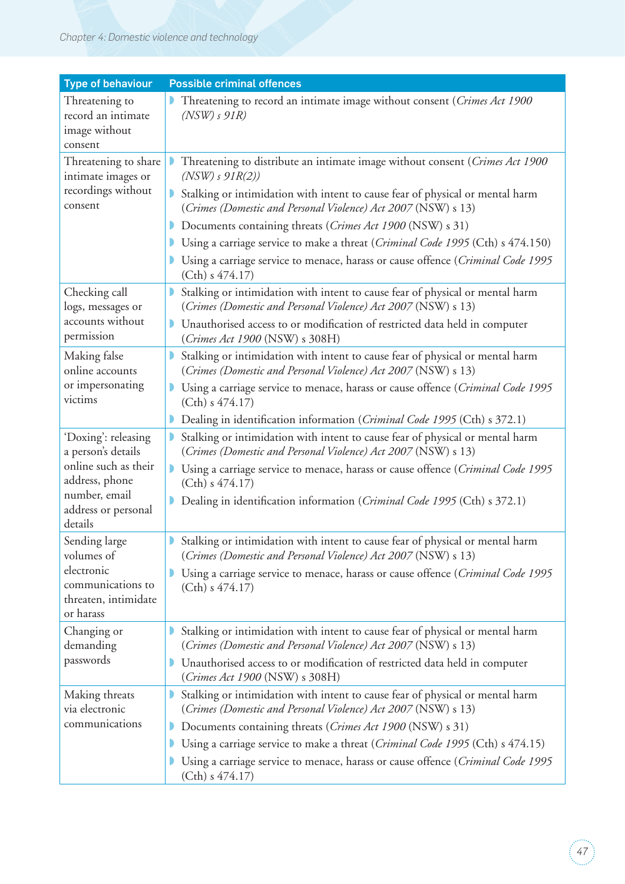| Type of behaviour | Possible criminal offences |
|---|---|
| Threatening to record an intimate image without consent | Threatening to record an intimate image without consent (*Crimes Act 1900 (NSW) s 91R)* |
| Threatening to share intimate images or recordings without consent | Threatening to distribute an intimate image without consent (*Crimes Act 1900 (NSW) s 91R(2))*<br>Stalking or intimidation with intent to cause fear of physical or mental harm (*Crimes (Domestic and Personal Violence) Act 2007* (NSW) s 13)<br>Documents containing threats (*Crimes Act 1900* (NSW) s 31)<br>Using a carriage service to make a threat (*Criminal Code 1995* (Cth) s 474.150)<br>Using a carriage service to menace, harass or cause offence (*Criminal Code 1995* (Cth) s 474.17) |
| Checking call logs, messages or accounts without permission | Stalking or intimidation with intent to cause fear of physical or mental harm (*Crimes (Domestic and Personal Violence) Act 2007* (NSW) s 13)<br>Unauthorised access to or modification of restricted data held in computer (*Crimes Act 1900* (NSW) s 308H) |
| Making false online accounts or impersonating victims | Stalking or intimidation with intent to cause fear of physical or mental harm (*Crimes (Domestic and Personal Violence) Act 2007* (NSW) s 13)<br>Using a carriage service to menace, harass or cause offence (*Criminal Code 1995* (Cth) s 474.17)<br>Dealing in identification information (*Criminal Code 1995* (Cth) s 372.1) |
| 'Doxing': releasing a person's details online such as their address, phone number, email address or personal details | Stalking or intimidation with intent to cause fear of physical or mental harm (*Crimes (Domestic and Personal Violence) Act 2007* (NSW) s 13)<br>Using a carriage service to menace, harass or cause offence (*Criminal Code 1995* (Cth) s 474.17)<br>Dealing in identification information (*Criminal Code 1995* (Cth) s 372.1) |
| Sending large volumes of electronic communications to threaten, intimidate or harass | Stalking or intimidation with intent to cause fear of physical or mental harm (*Crimes (Domestic and Personal Violence) Act 2007* (NSW) s 13)<br>Using a carriage service to menace, harass or cause offence (*Criminal Code 1995* (Cth) s 474.17) |
| Changing or demanding passwords | Stalking or intimidation with intent to cause fear of physical or mental harm (*Crimes (Domestic and Personal Violence) Act 2007* (NSW) s 13)<br>Unauthorised access to or modification of restricted data held in computer (*Crimes Act 1900* (NSW) s 308H) |
| Making threats via electronic communications | Stalking or intimidation with intent to cause fear of physical or mental harm (*Crimes (Domestic and Personal Violence) Act 2007* (NSW) s 13)<br>Documents containing threats (*Crimes Act 1900* (NSW) s 31)<br>Using a carriage service to make a threat (*Criminal Code 1995* (Cth) s 474.15)<br>Using a carriage service to menace, harass or cause offence (*Criminal Code 1995* (Cth) s 474.17) |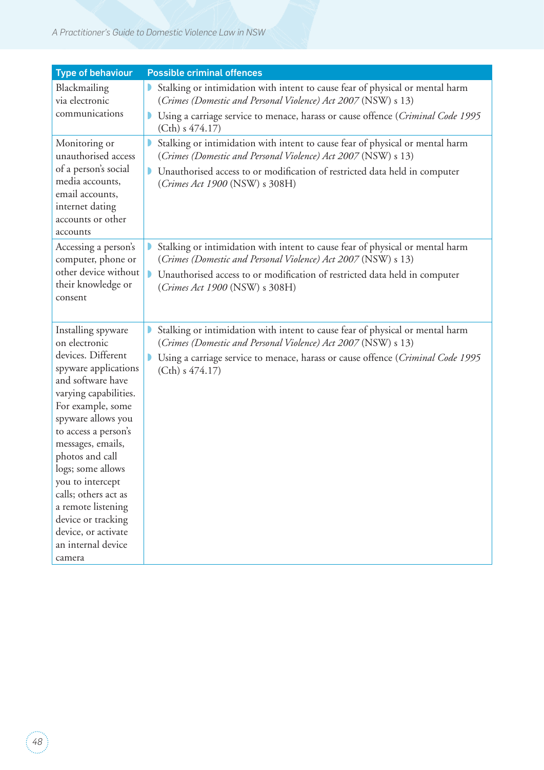| Type of behaviour | Possible criminal offences |
|---|---|
| Blackmailing via electronic communications | • Stalking or intimidation with intent to cause fear of physical or mental harm (*Crimes (Domestic and Personal Violence) Act 2007* (NSW) s 13)<br>• Using a carriage service to menace, harass or cause offence (*Criminal Code 1995* (Cth) s 474.17) |
| Monitoring or unauthorised access of a person's social media accounts, email accounts, internet dating accounts or other accounts | • Stalking or intimidation with intent to cause fear of physical or mental harm (*Crimes (Domestic and Personal Violence) Act 2007* (NSW) s 13)<br>• Unauthorised access to or modification of restricted data held in computer (*Crimes Act 1900* (NSW) s 308H) |
| Accessing a person's computer, phone or other device without their knowledge or consent | • Stalking or intimidation with intent to cause fear of physical or mental harm (*Crimes (Domestic and Personal Violence) Act 2007* (NSW) s 13)<br>• Unauthorised access to or modification of restricted data held in computer (*Crimes Act 1900* (NSW) s 308H) |
| Installing spyware on electronic devices. Different spyware applications and software have varying capabilities. For example, some spyware allows you to access a person's messages, emails, photos and call logs; some allows you to intercept calls; others act as a remote listening device or tracking device, or activate an internal device camera | • Stalking or intimidation with intent to cause fear of physical or mental harm (*Crimes (Domestic and Personal Violence) Act 2007* (NSW) s 13)<br>• Using a carriage service to menace, harass or cause offence (*Criminal Code 1995* (Cth) s 474.17) |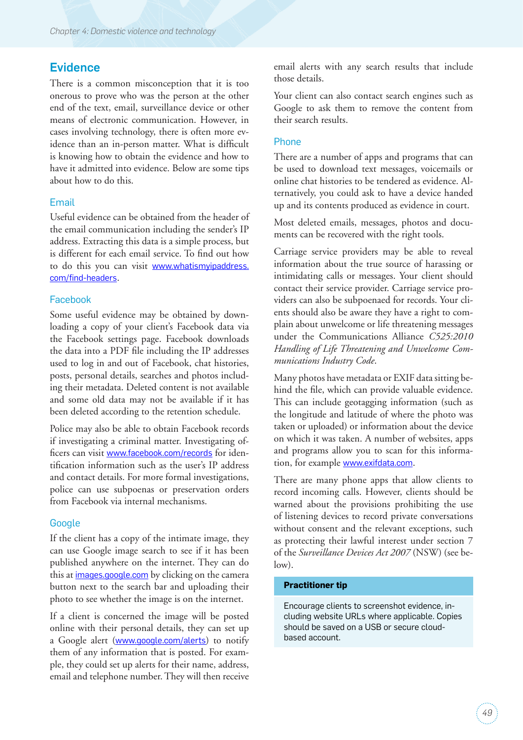## Evidence

There is a common misconception that it is too onerous to prove who was the person at the other end of the text, email, surveillance device or other means of electronic communication. However, in cases involving technology, there is often more evidence than an in-person matter. What is difficult is knowing how to obtain the evidence and how to have it admitted into evidence. Below are some tips about how to do this.

### Email

Useful evidence can be obtained from the header of the email communication including the sender's IP address. Extracting this data is a simple process, but is different for each email service. To find out how to do this you can visit www.whatismyipaddress.com/find-headers.

### Facebook

Some useful evidence may be obtained by downloading a copy of your client's Facebook data via the Facebook settings page. Facebook downloads the data into a PDF file including the IP addresses used to log in and out of Facebook, chat histories, posts, personal details, searches and photos including their metadata. Deleted content is not available and some old data may not be available if it has been deleted according to the retention schedule.

Police may also be able to obtain Facebook records if investigating a criminal matter. Investigating officers can visit www.facebook.com/records for identification information such as the user's IP address and contact details. For more formal investigations, police can use subpoenas or preservation orders from Facebook via internal mechanisms.

### Google

If the client has a copy of the intimate image, they can use Google image search to see if it has been published anywhere on the internet. They can do this at images.google.com by clicking on the camera button next to the search bar and uploading their photo to see whether the image is on the internet.

If a client is concerned the image will be posted online with their personal details, they can set up a Google alert (www.google.com/alerts) to notify them of any information that is posted. For example, they could set up alerts for their name, address, email and telephone number. They will then receive email alerts with any search results that include those details.

Your client can also contact search engines such as Google to ask them to remove the content from their search results.

### Phone

There are a number of apps and programs that can be used to download text messages, voicemails or online chat histories to be tendered as evidence. Alternatively, you could ask to have a device handed up and its contents produced as evidence in court.

Most deleted emails, messages, photos and documents can be recovered with the right tools.

Carriage service providers may be able to reveal information about the true source of harassing or intimidating calls or messages. Your client should contact their service provider. Carriage service providers can also be subpoenaed for records. Your clients should also be aware they have a right to complain about unwelcome or life threatening messages under the Communications Alliance *C525:2010 Handling of Life Threatening and Unwelcome Communications Industry Code*.

Many photos have metadata or EXIF data sitting behind the file, which can provide valuable evidence. This can include geotagging information (such as the longitude and latitude of where the photo was taken or uploaded) or information about the device on which it was taken. A number of websites, apps and programs allow you to scan for this information, for example www.exifdata.com.

There are many phone apps that allow clients to record incoming calls. However, clients should be warned about the provisions prohibiting the use of listening devices to record private conversations without consent and the relevant exceptions, such as protecting their lawful interest under section 7 of the *Surveillance Devices Act 2007* (NSW) (see below).

> **Practitioner tip**
>
> Encourage clients to screenshot evidence, including website URLs where applicable. Copies should be saved on a USB or secure cloud-based account.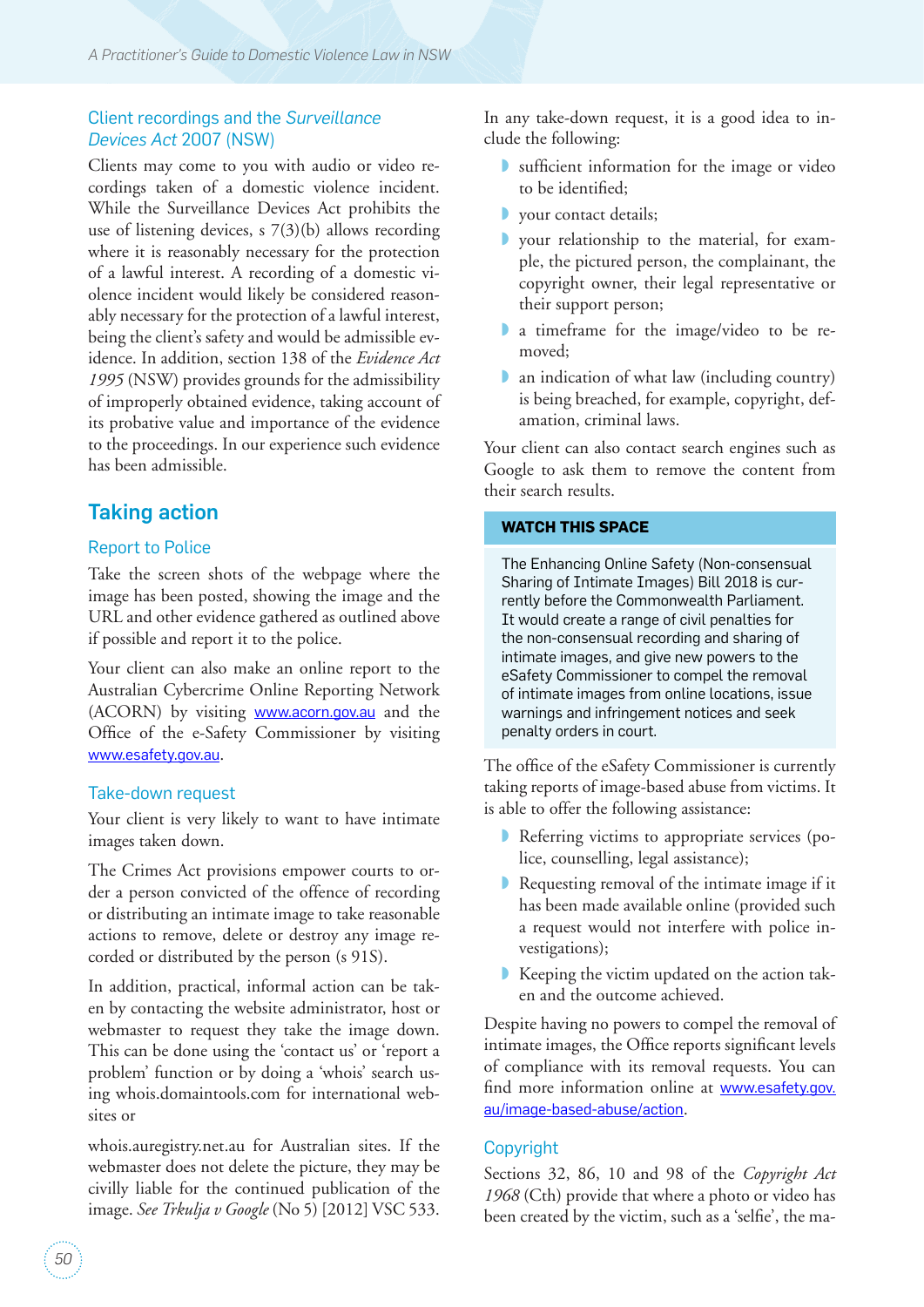### Client recordings and the *Surveillance Devices Act* 2007 (NSW)

Clients may come to you with audio or video recordings taken of a domestic violence incident. While the Surveillance Devices Act prohibits the use of listening devices, s 7(3)(b) allows recording where it is reasonably necessary for the protection of a lawful interest. A recording of a domestic violence incident would likely be considered reasonably necessary for the protection of a lawful interest, being the client's safety and would be admissible evidence. In addition, section 138 of the *Evidence Act 1995* (NSW) provides grounds for the admissibility of improperly obtained evidence, taking account of its probative value and importance of the evidence to the proceedings. In our experience such evidence has been admissible.

## Taking action

### Report to Police

Take the screen shots of the webpage where the image has been posted, showing the image and the URL and other evidence gathered as outlined above if possible and report it to the police.

Your client can also make an online report to the Australian Cybercrime Online Reporting Network (ACORN) by visiting www.acorn.gov.au and the Office of the e-Safety Commissioner by visiting www.esafety.gov.au.

### Take-down request

Your client is very likely to want to have intimate images taken down.

The Crimes Act provisions empower courts to order a person convicted of the offence of recording or distributing an intimate image to take reasonable actions to remove, delete or destroy any image recorded or distributed by the person (s 91S).

In addition, practical, informal action can be taken by contacting the website administrator, host or webmaster to request they take the image down. This can be done using the 'contact us' or 'report a problem' function or by doing a 'whois' search using whois.domaintools.com for international websites or

whois.auregistry.net.au for Australian sites. If the webmaster does not delete the picture, they may be civilly liable for the continued publication of the image. *See Trkulja v Google* (No 5) [2012] VSC 533.

In any take-down request, it is a good idea to include the following:

- sufficient information for the image or video to be identified;
- your contact details;
- your relationship to the material, for example, the pictured person, the complainant, the copyright owner, their legal representative or their support person;
- a timeframe for the image/video to be removed;
- an indication of what law (including country) is being breached, for example, copyright, defamation, criminal laws.

Your client can also contact search engines such as Google to ask them to remove the content from their search results.

**WATCH THIS SPACE**

The Enhancing Online Safety (Non-consensual Sharing of Intimate Images) Bill 2018 is currently before the Commonwealth Parliament. It would create a range of civil penalties for the non-consensual recording and sharing of intimate images, and give new powers to the eSafety Commissioner to compel the removal of intimate images from online locations, issue warnings and infringement notices and seek penalty orders in court.

The office of the eSafety Commissioner is currently taking reports of image-based abuse from victims. It is able to offer the following assistance:

- Referring victims to appropriate services (police, counselling, legal assistance);
- Requesting removal of the intimate image if it has been made available online (provided such a request would not interfere with police investigations);
- Keeping the victim updated on the action taken and the outcome achieved.

Despite having no powers to compel the removal of intimate images, the Office reports significant levels of compliance with its removal requests. You can find more information online at www.esafety.gov.au/image-based-abuse/action.

### Copyright

Sections 32, 86, 10 and 98 of the *Copyright Act 1968* (Cth) provide that where a photo or video has been created by the victim, such as a 'selfie', the ma-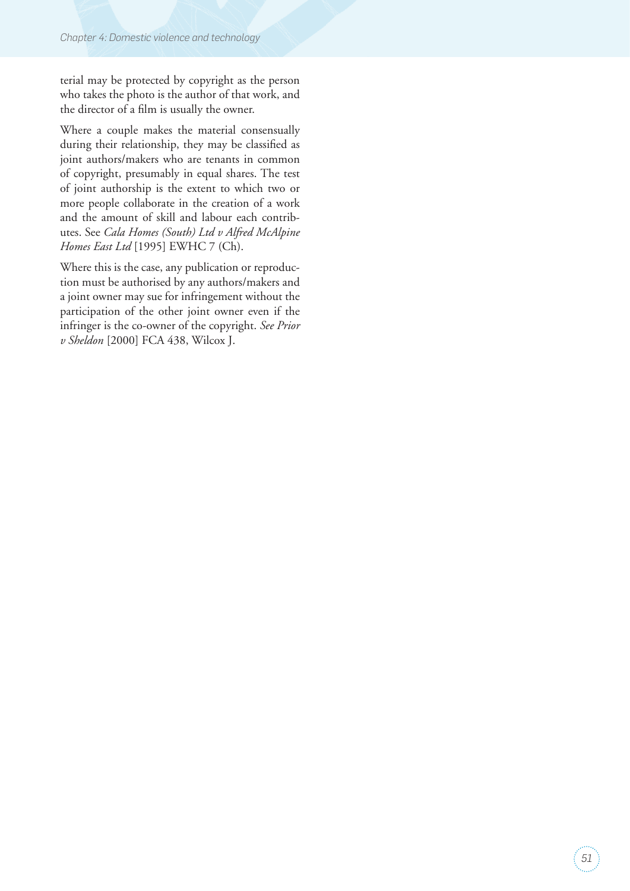terial may be protected by copyright as the person who takes the photo is the author of that work, and the director of a film is usually the owner.

Where a couple makes the material consensually during their relationship, they may be classified as joint authors/makers who are tenants in common of copyright, presumably in equal shares. The test of joint authorship is the extent to which two or more people collaborate in the creation of a work and the amount of skill and labour each contributes. See *Cala Homes (South) Ltd v Alfred McAlpine Homes East Ltd* [1995] EWHC 7 (Ch).

Where this is the case, any publication or reproduction must be authorised by any authors/makers and a joint owner may sue for infringement without the participation of the other joint owner even if the infringer is the co-owner of the copyright. *See Prior v Sheldon* [2000] FCA 438, Wilcox J.